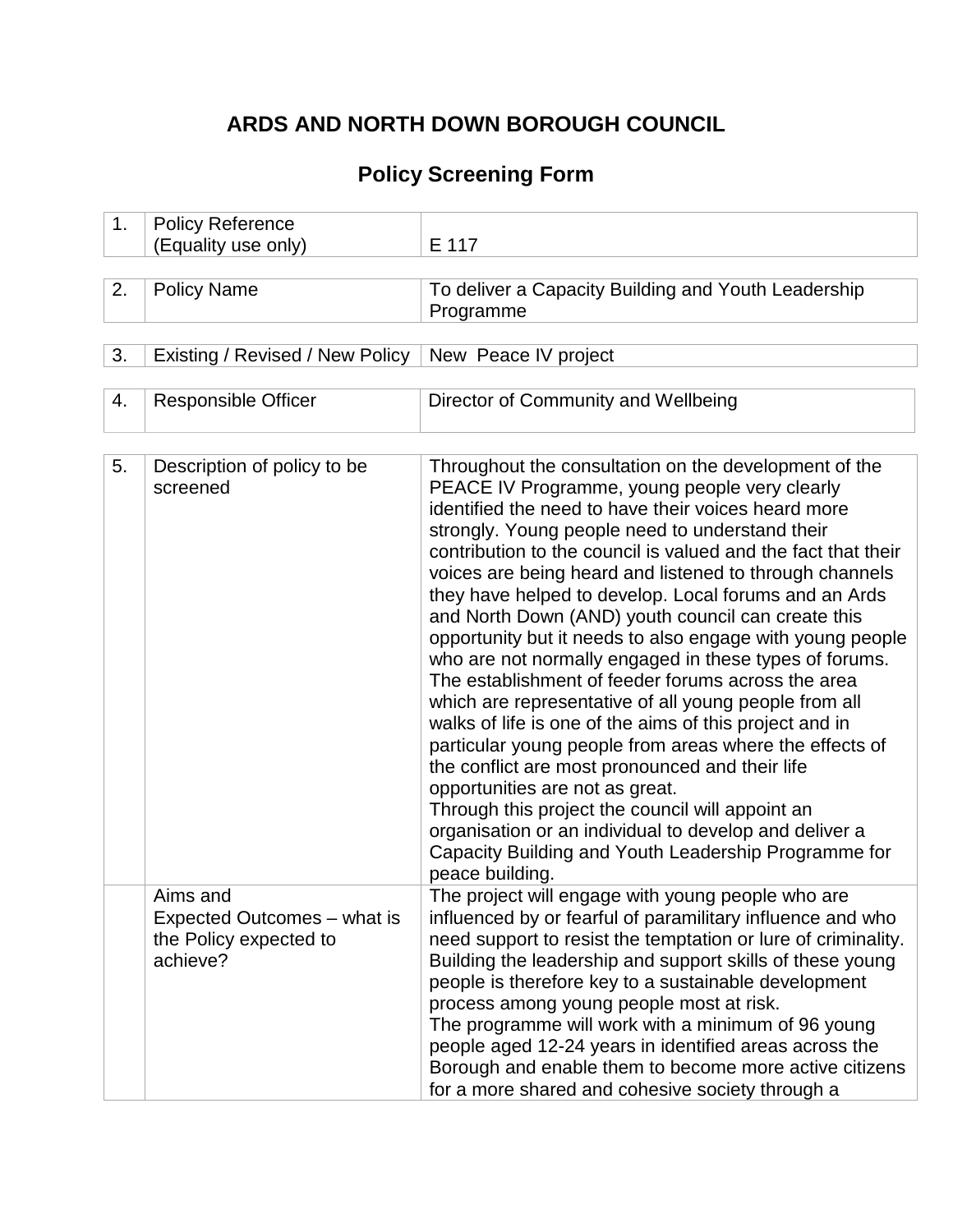# ARDS AND NORTH DOWN BOROUGH COUNCIL

## Policy Screening Form

| | | |
|---|---|---|
| 1. | Policy Reference (Equality use only) | E 117 |

| | | |
|---|---|---|
| 2. | Policy Name | To deliver a Capacity Building and Youth Leadership Programme |

| | | |
|---|---|---|
| 3. | Existing / Revised / New Policy | New Peace IV project |

| | | |
|---|---|---|
| 4. | Responsible Officer | Director of Community and Wellbeing |

| | | |
|---|---|---|
| 5. | Description of policy to be screened | Throughout the consultation on the development of the PEACE IV Programme, young people very clearly identified the need to have their voices heard more strongly. Young people need to understand their contribution to the council is valued and the fact that their voices are being heard and listened to through channels they have helped to develop. Local forums and an Ards and North Down (AND) youth council can create this opportunity but it needs to also engage with young people who are not normally engaged in these types of forums. The establishment of feeder forums across the area which are representative of all young people from all walks of life is one of the aims of this project and in particular young people from areas where the effects of the conflict are most pronounced and their life opportunities are not as great.<br>Through this project the council will appoint an organisation or an individual to develop and deliver a Capacity Building and Youth Leadership Programme for peace building. |
| | Aims and Expected Outcomes – what is the Policy expected to achieve? | The project will engage with young people who are influenced by or fearful of paramilitary influence and who need support to resist the temptation or lure of criminality. Building the leadership and support skills of these young people is therefore key to a sustainable development process among young people most at risk.<br>The programme will work with a minimum of 96 young people aged 12-24 years in identified areas across the Borough and enable them to become more active citizens for a more shared and cohesive society through a |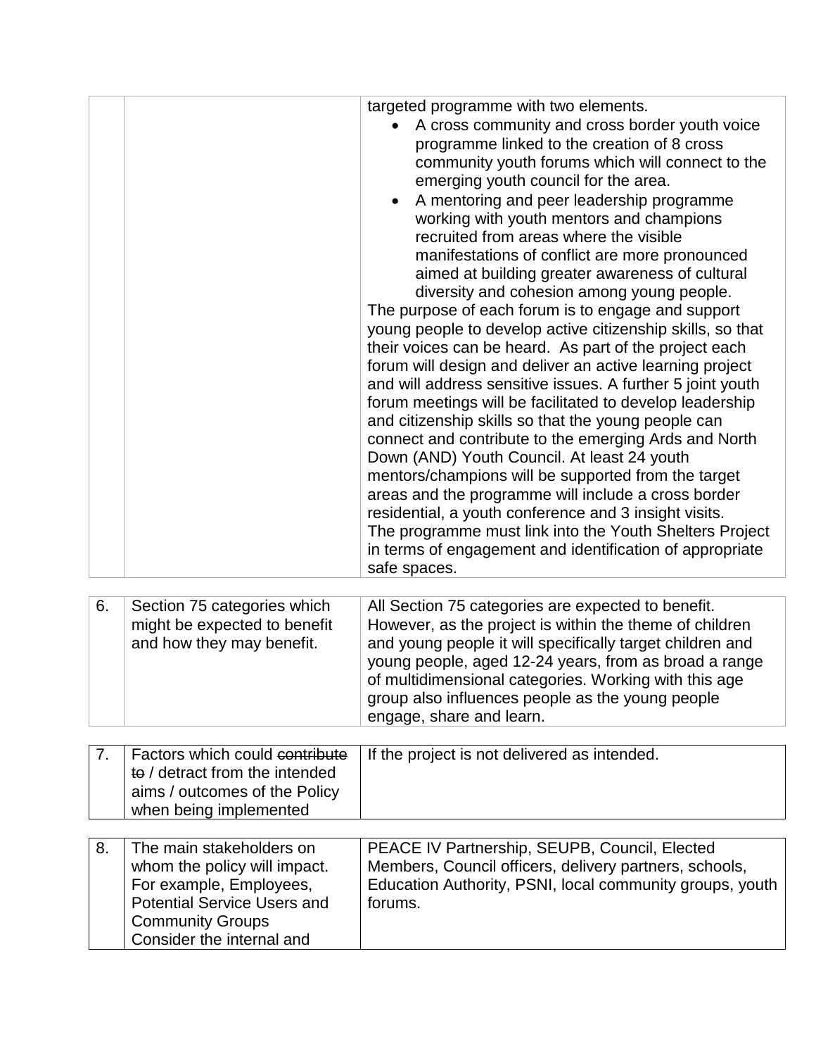| | | |
|---|---|---|
| | | targeted programme with two elements.<br>• A cross community and cross border youth voice programme linked to the creation of 8 cross community youth forums which will connect to the emerging youth council for the area.<br>• A mentoring and peer leadership programme working with youth mentors and champions recruited from areas where the visible manifestations of conflict are more pronounced aimed at building greater awareness of cultural diversity and cohesion among young people.<br>The purpose of each forum is to engage and support young people to develop active citizenship skills, so that their voices can be heard. As part of the project each forum will design and deliver an active learning project and will address sensitive issues. A further 5 joint youth forum meetings will be facilitated to develop leadership and citizenship skills so that the young people can connect and contribute to the emerging Ards and North Down (AND) Youth Council. At least 24 youth mentors/champions will be supported from the target areas and the programme will include a cross border residential, a youth conference and 3 insight visits. The programme must link into the Youth Shelters Project in terms of engagement and identification of appropriate safe spaces. |

| | | |
|---|---|---|
| 6. | Section 75 categories which might be expected to benefit and how they may benefit. | All Section 75 categories are expected to benefit. However, as the project is within the theme of children and young people it will specifically target children and young people, aged 12-24 years, from as broad a range of multidimensional categories. Working with this age group also influences people as the young people engage, share and learn. |

| | | |
|---|---|---|
| 7. | Factors which could ~~contribute to~~ / detract from the intended aims / outcomes of the Policy when being implemented | If the project is not delivered as intended. |

| | | |
|---|---|---|
| 8. | The main stakeholders on whom the policy will impact. For example, Employees, Potential Service Users and Community Groups Consider the internal and | PEACE IV Partnership, SEUPB, Council, Elected Members, Council officers, delivery partners, schools, Education Authority, PSNI, local community groups, youth forums. |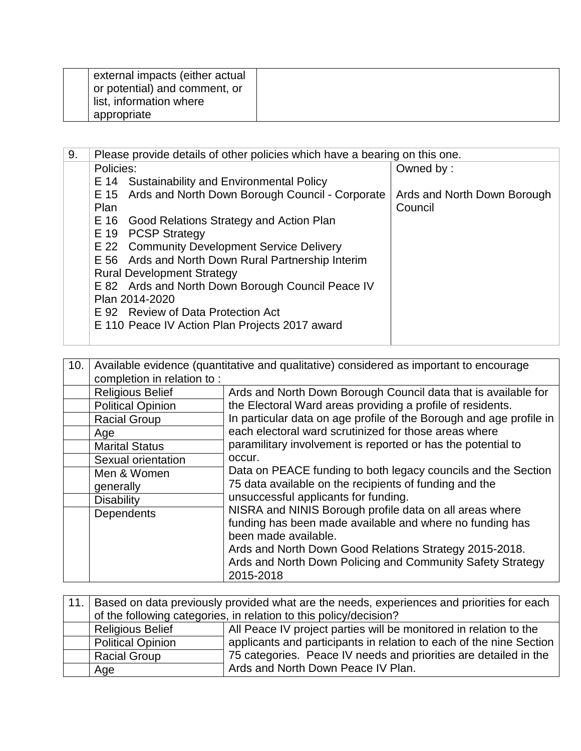| | external impacts (either actual or potential) and comment, or list, information where appropriate | |
|---|---|---|

| 9. | Please provide details of other policies which have a bearing on this one. | |
|---|---|---|
| | Policies:<br>E 14 Sustainability and Environmental Policy<br>E 15 Ards and North Down Borough Council - Corporate Plan<br>E 16 Good Relations Strategy and Action Plan<br>E 19 PCSP Strategy<br>E 22 Community Development Service Delivery<br>E 56 Ards and North Down Rural Partnership Interim Rural Development Strategy<br>E 82 Ards and North Down Borough Council Peace IV Plan 2014-2020<br>E 92 Review of Data Protection Act<br>E 110 Peace IV Action Plan Projects 2017 award | Owned by :<br><br>Ards and North Down Borough Council |

| 10. | Available evidence (quantitative and qualitative) considered as important to encourage completion in relation to : | |
|---|---|---|
| | Religious Belief | Ards and North Down Borough Council data that is available for the Electoral Ward areas providing a profile of residents.<br>In particular data on age profile of the Borough and age profile in each electoral ward scrutinized for those areas where paramilitary involvement is reported or has the potential to occur.<br>Data on PEACE funding to both legacy councils and the Section 75 data available on the recipients of funding and the unsuccessful applicants for funding.<br>NISRA and NINIS Borough profile data on all areas where funding has been made available and where no funding has been made available.<br>Ards and North Down Good Relations Strategy 2015-2018.<br>Ards and North Down Policing and Community Safety Strategy 2015-2018 |
| | Political Opinion | |
| | Racial Group | |
| | Age | |
| | Marital Status | |
| | Sexual orientation | |
| | Men & Women generally | |
| | Disability | |
| | Dependents | |

| 11. | Based on data previously provided what are the needs, experiences and priorities for each of the following categories, in relation to this policy/decision? | |
|---|---|---|
| | Religious Belief | All Peace IV project parties will be monitored in relation to the applicants and participants in relation to each of the nine Section 75 categories. Peace IV needs and priorities are detailed in the Ards and North Down Peace IV Plan. |
| | Political Opinion | |
| | Racial Group | |
| | Age | |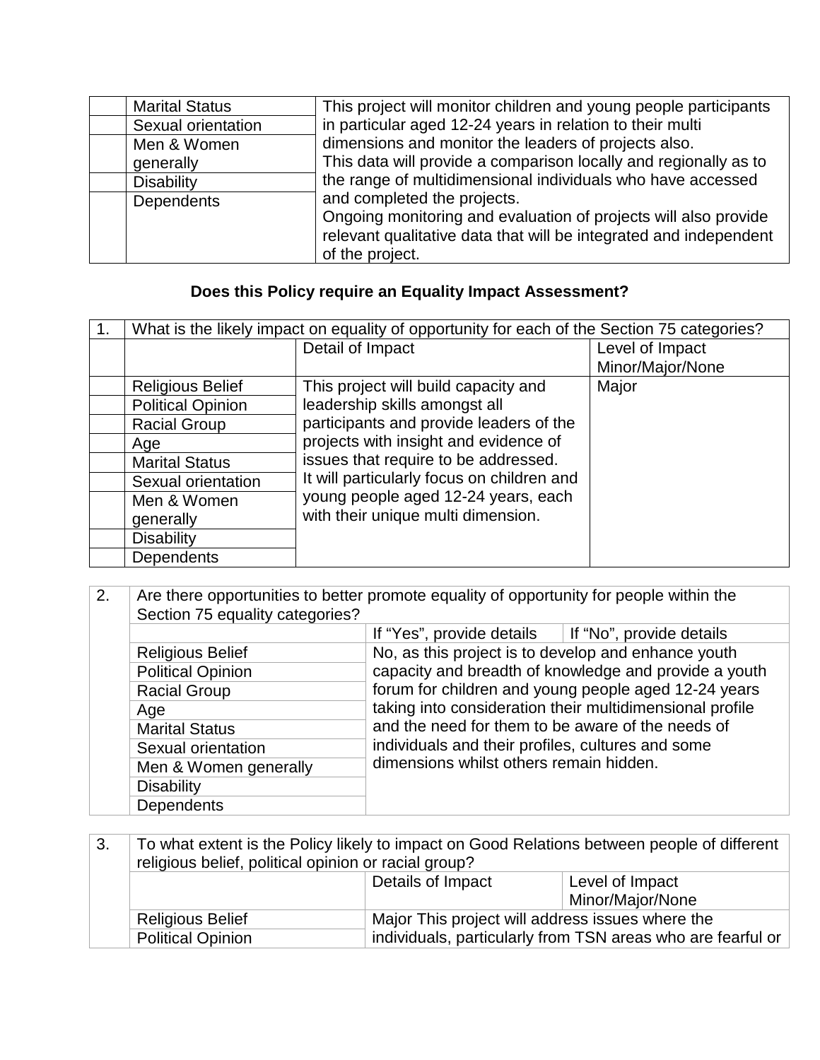| | | |
|---|---|---|
| | Marital Status | This project will monitor children and young people participants in particular aged 12-24 years in relation to their multi dimensions and monitor the leaders of projects also.<br>This data will provide a comparison locally and regionally as to the range of multidimensional individuals who have accessed and completed the projects.<br>Ongoing monitoring and evaluation of projects will also provide relevant qualitative data that will be integrated and independent of the project. |
| | Sexual orientation | |
| | Men & Women generally | |
| | Disability | |
| | Dependents | |

**Does this Policy require an Equality Impact Assessment?**

| 1. | What is the likely impact on equality of opportunity for each of the Section 75 categories? | | |
|---|---|---|---|
| | | Detail of Impact | Level of Impact Minor/Major/None |
| | Religious Belief | This project will build capacity and leadership skills amongst all participants and provide leaders of the projects with insight and evidence of issues that require to be addressed.<br>It will particularly focus on children and young people aged 12-24 years, each with their unique multi dimension. | Major |
| | Political Opinion | | |
| | Racial Group | | |
| | Age | | |
| | Marital Status | | |
| | Sexual orientation | | |
| | Men & Women generally | | |
| | Disability | | |
| | Dependents | | |

| 2. | Are there opportunities to better promote equality of opportunity for people within the Section 75 equality categories? | | |
|---|---|---|---|
| | | If "Yes", provide details | If "No", provide details |
| | Religious Belief | No, as this project is to develop and enhance youth capacity and breadth of knowledge and provide a youth forum for children and young people aged 12-24 years taking into consideration their multidimensional profile and the need for them to be aware of the needs of individuals and their profiles, cultures and some dimensions whilst others remain hidden. | |
| | Political Opinion | | |
| | Racial Group | | |
| | Age | | |
| | Marital Status | | |
| | Sexual orientation | | |
| | Men & Women generally | | |
| | Disability | | |
| | Dependents | | |

| 3. | To what extent is the Policy likely to impact on Good Relations between people of different religious belief, political opinion or racial group? | | |
|---|---|---|---|
| | | Details of Impact | Level of Impact Minor/Major/None |
| | Religious Belief | Major This project will address issues where the individuals, particularly from TSN areas who are fearful or | |
| | Political Opinion | | |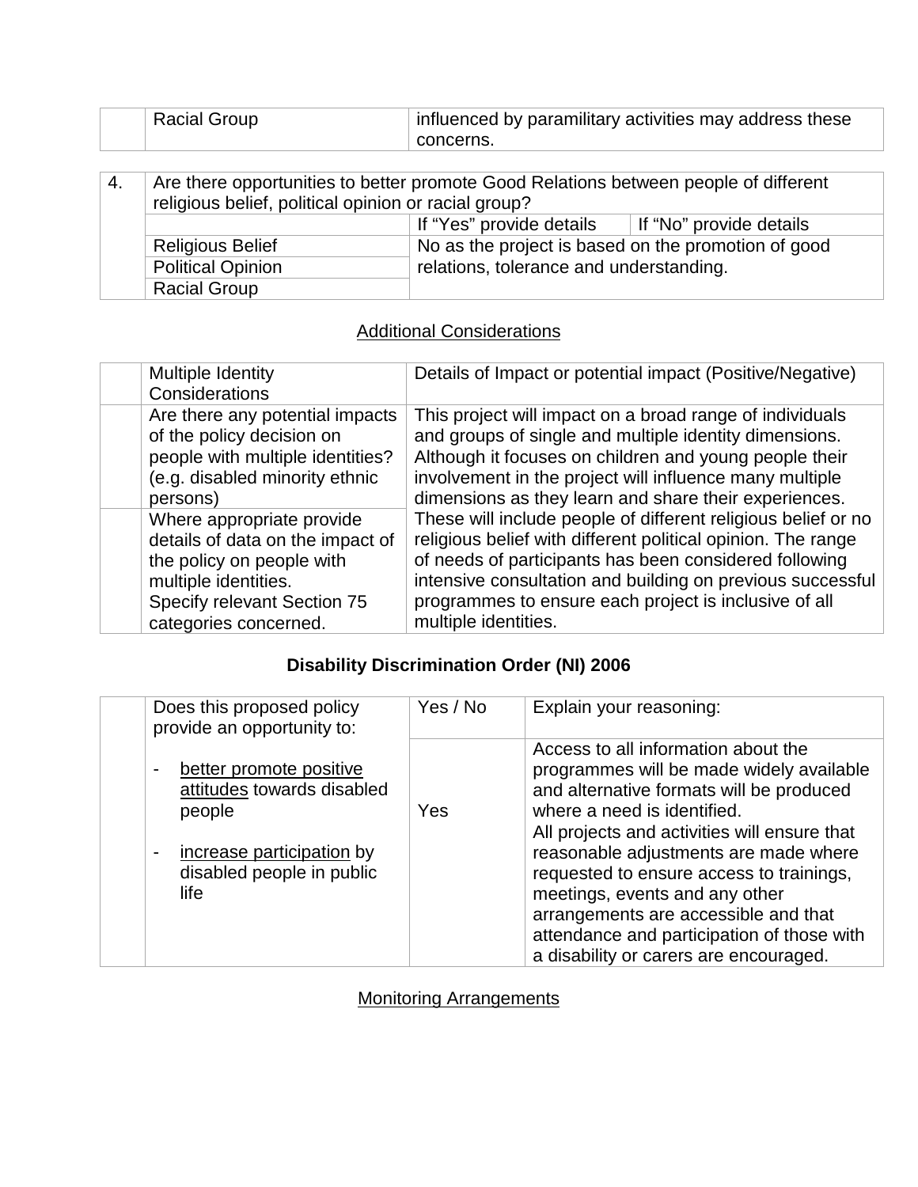| | | |
|---|---|---|
| | Racial Group | influenced by paramilitary activities may address these concerns. |

| 4. | Are there opportunities to better promote Good Relations between people of different religious belief, political opinion or racial group? | | |
|---|---|---|---|
| | | If "Yes" provide details | If "No" provide details |
| | Religious Belief | No as the project is based on the promotion of good relations, tolerance and understanding. | |
| | Political Opinion | | |
| | Racial Group | | |

<u>Additional Considerations</u>

| | Multiple Identity Considerations | Details of Impact or potential impact (Positive/Negative) |
|---|---|---|
| | Are there any potential impacts of the policy decision on people with multiple identities? (e.g. disabled minority ethnic persons) | This project will impact on a broad range of individuals and groups of single and multiple identity dimensions. Although it focuses on children and young people their involvement in the project will influence many multiple dimensions as they learn and share their experiences. These will include people of different religious belief or no religious belief with different political opinion. The range of needs of participants has been considered following intensive consultation and building on previous successful programmes to ensure each project is inclusive of all multiple identities. |
| | Where appropriate provide details of data on the impact of the policy on people with multiple identities. Specify relevant Section 75 categories concerned. | |

**Disability Discrimination Order (NI) 2006**

| | Does this proposed policy provide an opportunity to: | Yes / No | Explain your reasoning: |
|---|---|---|---|
| | - <u>better promote positive attitudes</u> towards disabled people<br><br>- <u>increase participation</u> by disabled people in public life | Yes | Access to all information about the programmes will be made widely available and alternative formats will be produced where a need is identified.<br>All projects and activities will ensure that reasonable adjustments are made where requested to ensure access to trainings, meetings, events and any other arrangements are accessible and that attendance and participation of those with a disability or carers are encouraged. |

<u>Monitoring Arrangements</u>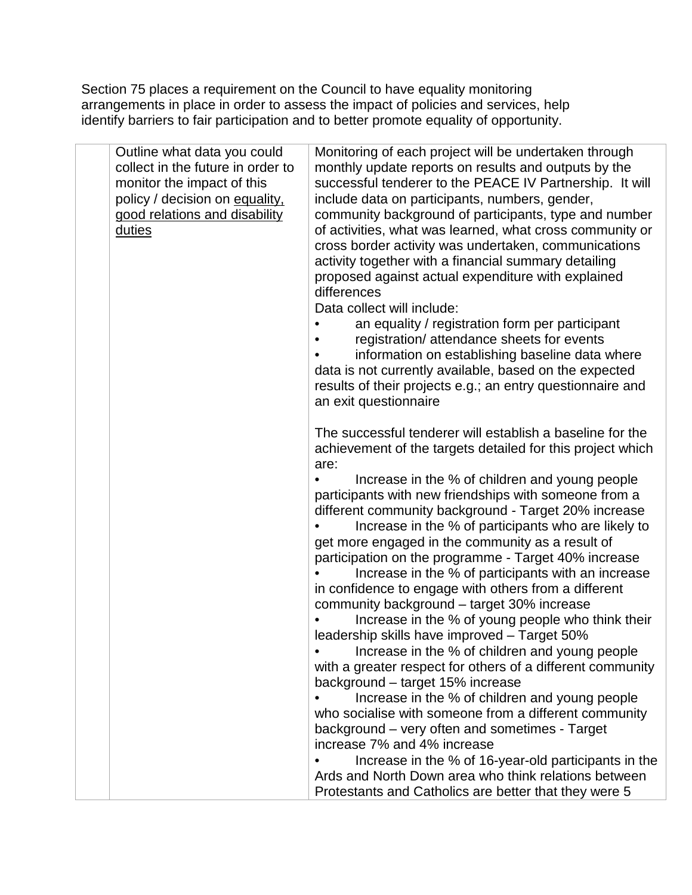Section 75 places a requirement on the Council to have equality monitoring arrangements in place in order to assess the impact of policies and services, help identify barriers to fair participation and to better promote equality of opportunity.

| | | |
|---|---|---|
| | Outline what data you could collect in the future in order to monitor the impact of this policy / decision on equality, good relations and disability duties | Monitoring of each project will be undertaken through monthly update reports on results and outputs by the successful tenderer to the PEACE IV Partnership. It will include data on participants, numbers, gender, community background of participants, type and number of activities, what was learned, what cross community or cross border activity was undertaken, communications activity together with a financial summary detailing proposed against actual expenditure with explained differences<br>Data collect will include:<br>• an equality / registration form per participant<br>• registration/ attendance sheets for events<br>• information on establishing baseline data where data is not currently available, based on the expected results of their projects e.g.; an entry questionnaire and an exit questionnaire<br><br>The successful tenderer will establish a baseline for the achievement of the targets detailed for this project which are:<br>• Increase in the % of children and young people participants with new friendships with someone from a different community background - Target 20% increase<br>• Increase in the % of participants who are likely to get more engaged in the community as a result of participation on the programme - Target 40% increase<br>• Increase in the % of participants with an increase in confidence to engage with others from a different community background – target 30% increase<br>• Increase in the % of young people who think their leadership skills have improved – Target 50%<br>• Increase in the % of children and young people with a greater respect for others of a different community background – target 15% increase<br>• Increase in the % of children and young people who socialise with someone from a different community background – very often and sometimes - Target increase 7% and 4% increase<br>• Increase in the % of 16-year-old participants in the Ards and North Down area who think relations between Protestants and Catholics are better that they were 5 |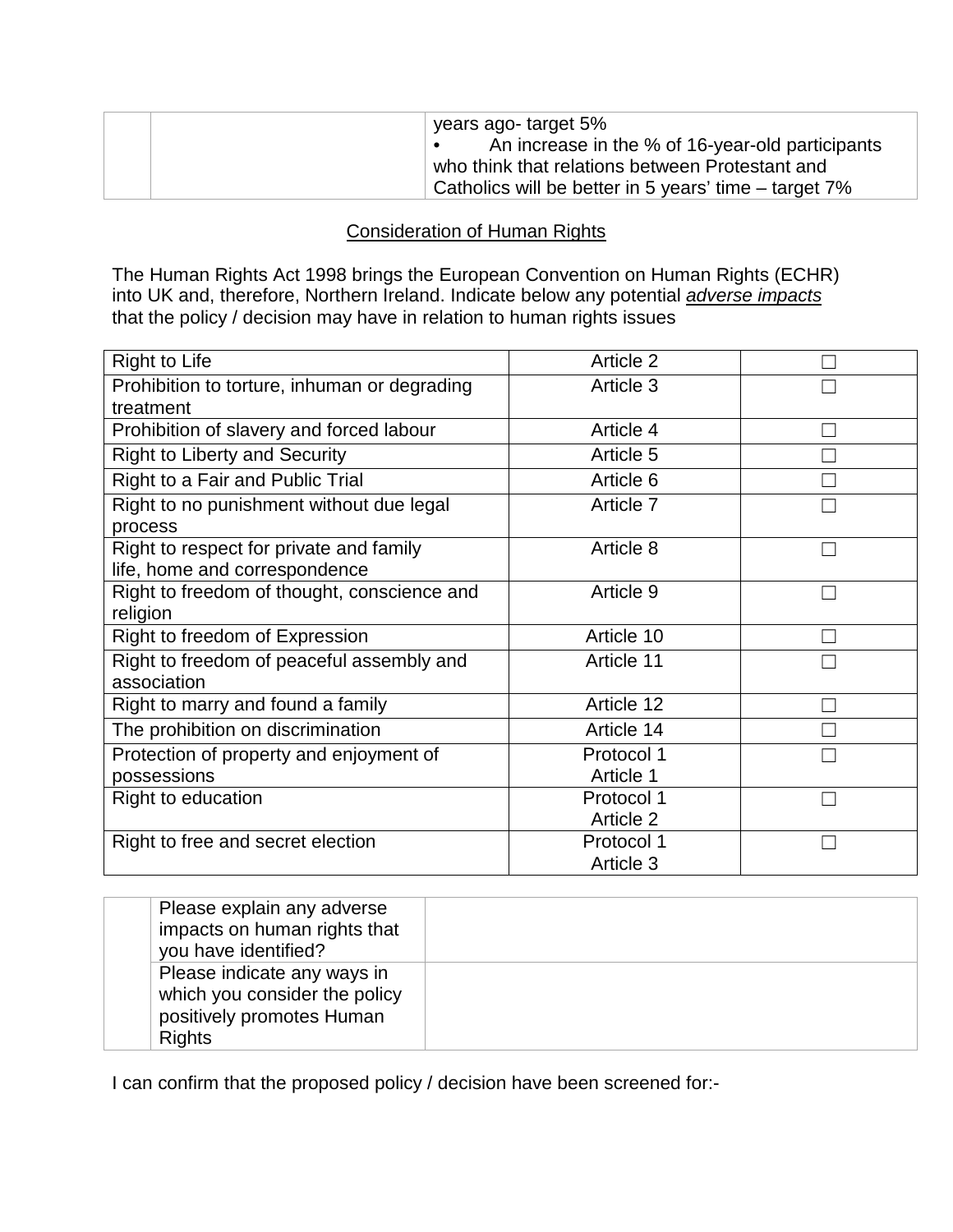| | | years ago- target 5%<br>• An increase in the % of 16-year-old participants who think that relations between Protestant and Catholics will be better in 5 years' time – target 7% |
|---|---|---|

## Consideration of Human Rights

The Human Rights Act 1998 brings the European Convention on Human Rights (ECHR) into UK and, therefore, Northern Ireland. Indicate below any potential *adverse impacts* that the policy / decision may have in relation to human rights issues

| Right | Article | |
|---|---|---|
| Right to Life | Article 2 | ☐ |
| Prohibition to torture, inhuman or degrading treatment | Article 3 | ☐ |
| Prohibition of slavery and forced labour | Article 4 | ☐ |
| Right to Liberty and Security | Article 5 | ☐ |
| Right to a Fair and Public Trial | Article 6 | ☐ |
| Right to no punishment without due legal process | Article 7 | ☐ |
| Right to respect for private and family life, home and correspondence | Article 8 | ☐ |
| Right to freedom of thought, conscience and religion | Article 9 | ☐ |
| Right to freedom of Expression | Article 10 | ☐ |
| Right to freedom of peaceful assembly and association | Article 11 | ☐ |
| Right to marry and found a family | Article 12 | ☐ |
| The prohibition on discrimination | Article 14 | ☐ |
| Protection of property and enjoyment of possessions | Protocol 1 Article 1 | ☐ |
| Right to education | Protocol 1 Article 2 | ☐ |
| Right to free and secret election | Protocol 1 Article 3 | ☐ |

| | | |
|---|---|---|
| | Please explain any adverse impacts on human rights that you have identified? | |
| | Please indicate any ways in which you consider the policy positively promotes Human Rights | |

I can confirm that the proposed policy / decision have been screened for:-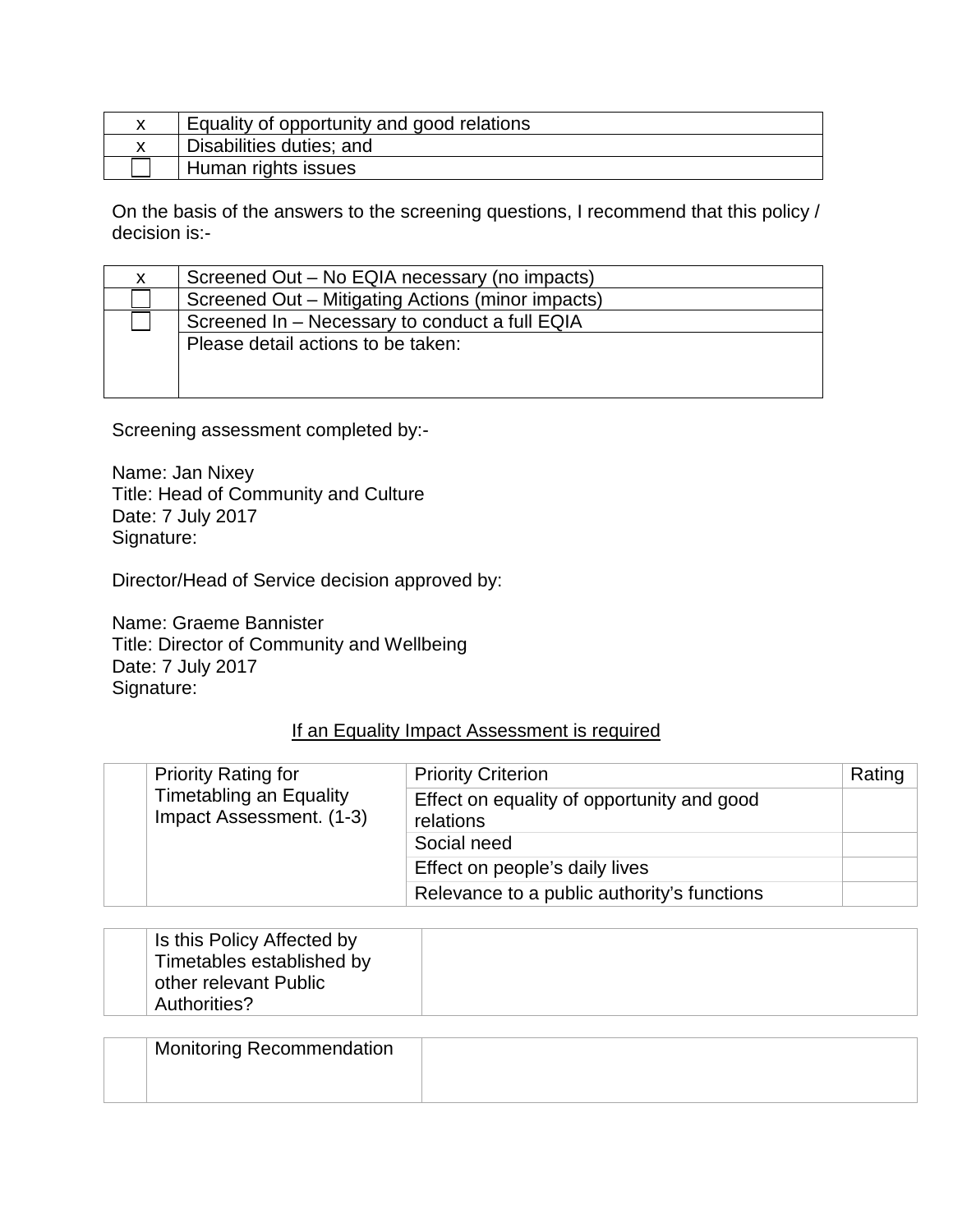| | |
|---|---|
| x | Equality of opportunity and good relations |
| x | Disabilities duties; and |
| ☐ | Human rights issues |

On the basis of the answers to the screening questions, I recommend that this policy / decision is:-

| | |
|---|---|
| x | Screened Out – No EQIA necessary (no impacts) |
| ☐ | Screened Out – Mitigating Actions (minor impacts) |
| ☐ | Screened In – Necessary to conduct a full EQIA |
| | Please detail actions to be taken: |

Screening assessment completed by:-

Name: Jan Nixey
Title: Head of Community and Culture
Date: 7 July 2017
Signature:

Director/Head of Service decision approved by:

Name: Graeme Bannister
Title: Director of Community and Wellbeing
Date: 7 July 2017
Signature:

If an Equality Impact Assessment is required

| | | | |
|---|---|---|---|
| | Priority Rating for Timetabling an Equality Impact Assessment. (1-3) | Priority Criterion | Rating |
| | | Effect on equality of opportunity and good relations | |
| | | Social need | |
| | | Effect on people's daily lives | |
| | | Relevance to a public authority's functions | |

| | | |
|---|---|---|
| | Is this Policy Affected by Timetables established by other relevant Public Authorities? | |

| | | |
|---|---|---|
| | Monitoring Recommendation | |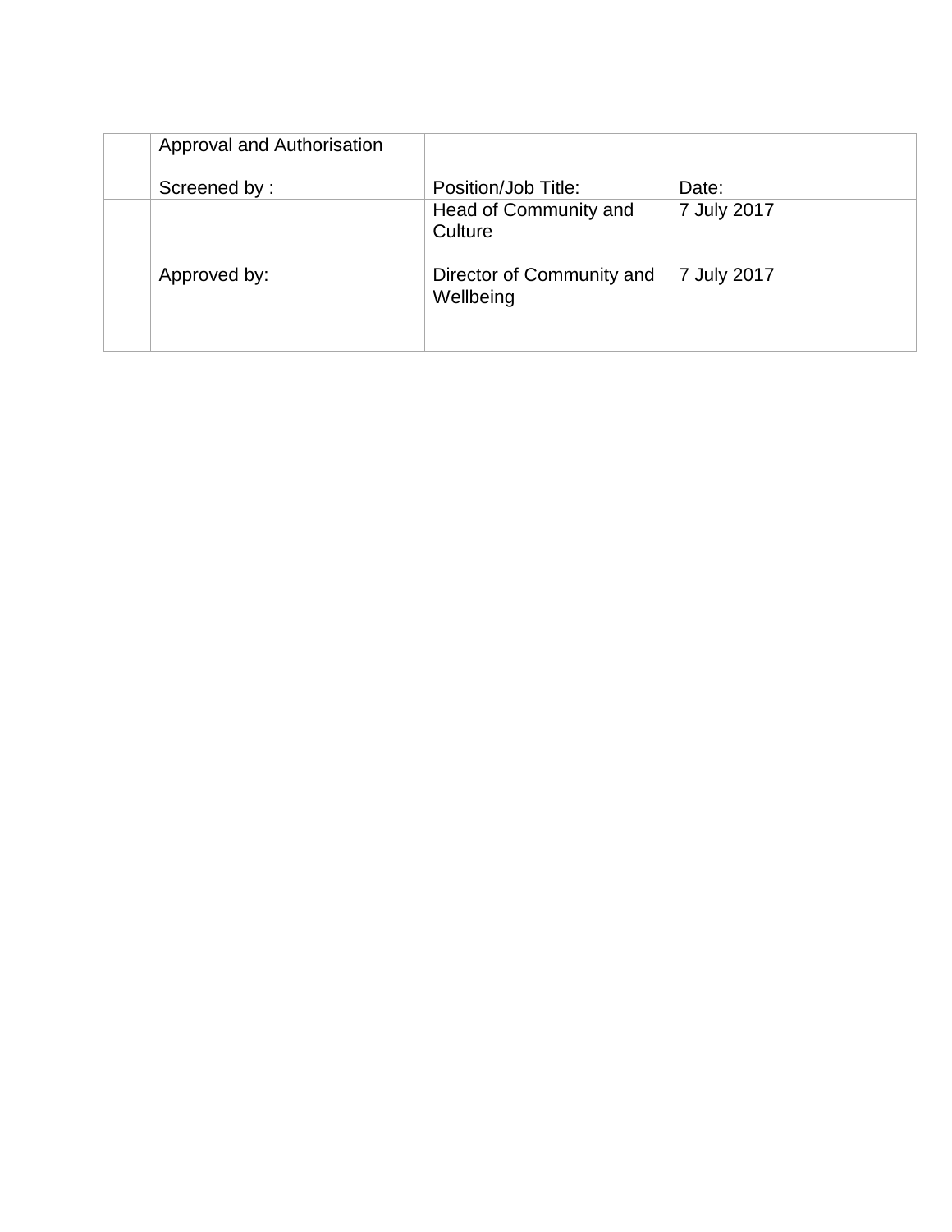| | | | |
|---|---|---|---|
| | Approval and Authorisation<br><br>Screened by : | Position/Job Title: | Date: |
| | | Head of Community and Culture | 7 July 2017 |
| | Approved by: | Director of Community and Wellbeing | 7 July 2017 |